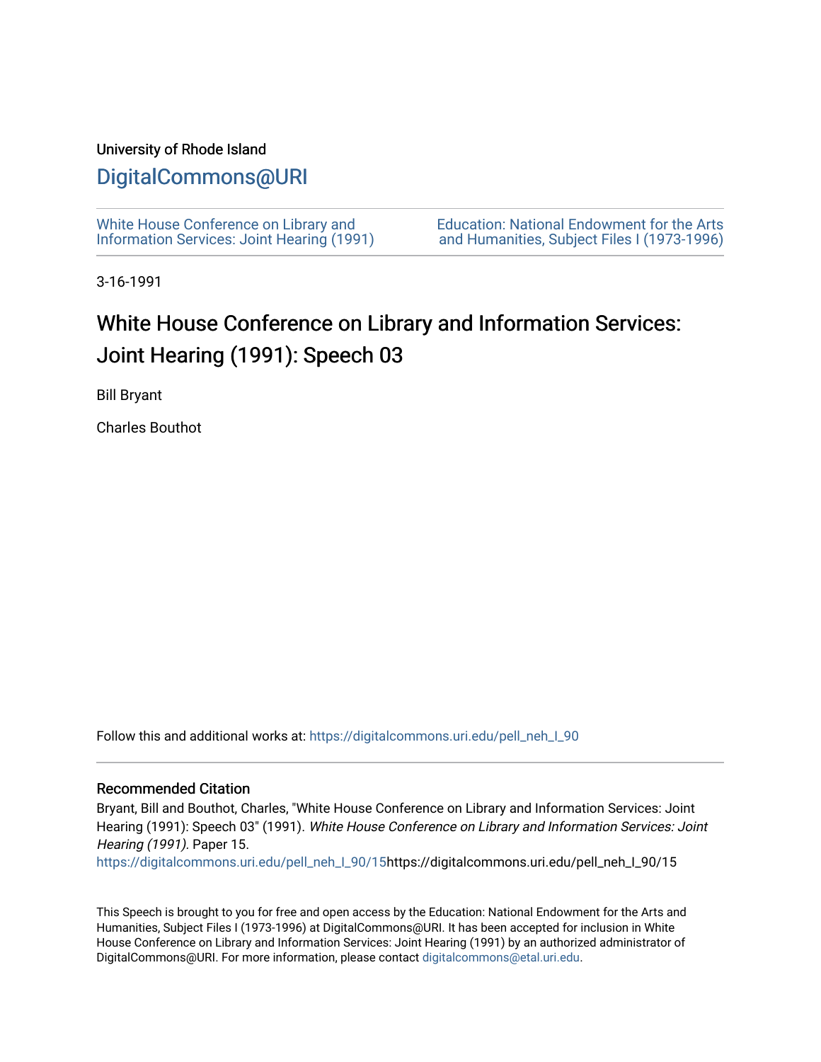University of Rhode Island

# DigitalCommons@URI

White House Conference on Library and Information Services: Joint Hearing (1991)

Education: National Endowment for the Arts and Humanities, Subject Files I (1973-1996)

3-16-1991

## White House Conference on Library and Information Services: Joint Hearing (1991): Speech 03

Bill Bryant

Charles Bouthot

Follow this and additional works at: https://digitalcommons.uri.edu/pell_neh_I_90

### Recommended Citation

Bryant, Bill and Bouthot, Charles, "White House Conference on Library and Information Services: Joint Hearing (1991): Speech 03" (1991). *White House Conference on Library and Information Services: Joint Hearing (1991)*. Paper 15.
https://digitalcommons.uri.edu/pell_neh_I_90/15https://digitalcommons.uri.edu/pell_neh_I_90/15

This Speech is brought to you for free and open access by the Education: National Endowment for the Arts and Humanities, Subject Files I (1973-1996) at DigitalCommons@URI. It has been accepted for inclusion in White House Conference on Library and Information Services: Joint Hearing (1991) by an authorized administrator of DigitalCommons@URI. For more information, please contact digitalcommons@etal.uri.edu.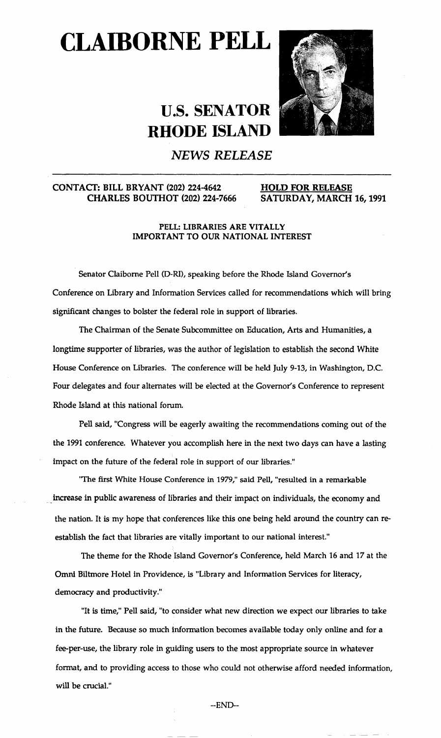# CLAIBORNE PELL

## U.S. SENATOR
## RHODE ISLAND

*NEWS RELEASE*

---

**CONTACT: BILL BRYANT (202) 224-4642**
**CHARLES BOUTHOT (202) 224-7666**

**<u>HOLD FOR RELEASE</u>**
**SATURDAY, MARCH 16, 1991**

**PELL: LIBRARIES ARE VITALLY IMPORTANT TO OUR NATIONAL INTEREST**

Senator Claiborne Pell (D-RI), speaking before the Rhode Island Governor's Conference on Library and Information Services called for recommendations which will bring significant changes to bolster the federal role in support of libraries.

The Chairman of the Senate Subcommittee on Education, Arts and Humanities, a longtime supporter of libraries, was the author of legislation to establish the second White House Conference on Libraries. The conference will be held July 9-13, in Washington, D.C. Four delegates and four alternates will be elected at the Governor's Conference to represent Rhode Island at this national forum.

Pell said, "Congress will be eagerly awaiting the recommendations coming out of the the 1991 conference. Whatever you accomplish here in the next two days can have a lasting impact on the future of the federal role in support of our libraries."

"The first White House Conference in 1979," said Pell, "resulted in a remarkable increase in public awareness of libraries and their impact on individuals, the economy and the nation. It is my hope that conferences like this one being held around the country can re-establish the fact that libraries are vitally important to our national interest."

The theme for the Rhode Island Governor's Conference, held March 16 and 17 at the Omni Biltmore Hotel in Providence, is "Library and Information Services for literacy, democracy and productivity."

"It is time," Pell said, "to consider what new direction we expect our libraries to take in the future. Because so much information becomes available today only online and for a fee-per-use, the library role in guiding users to the most appropriate source in whatever format, and to providing access to those who could not otherwise afford needed information, will be crucial."

--END--